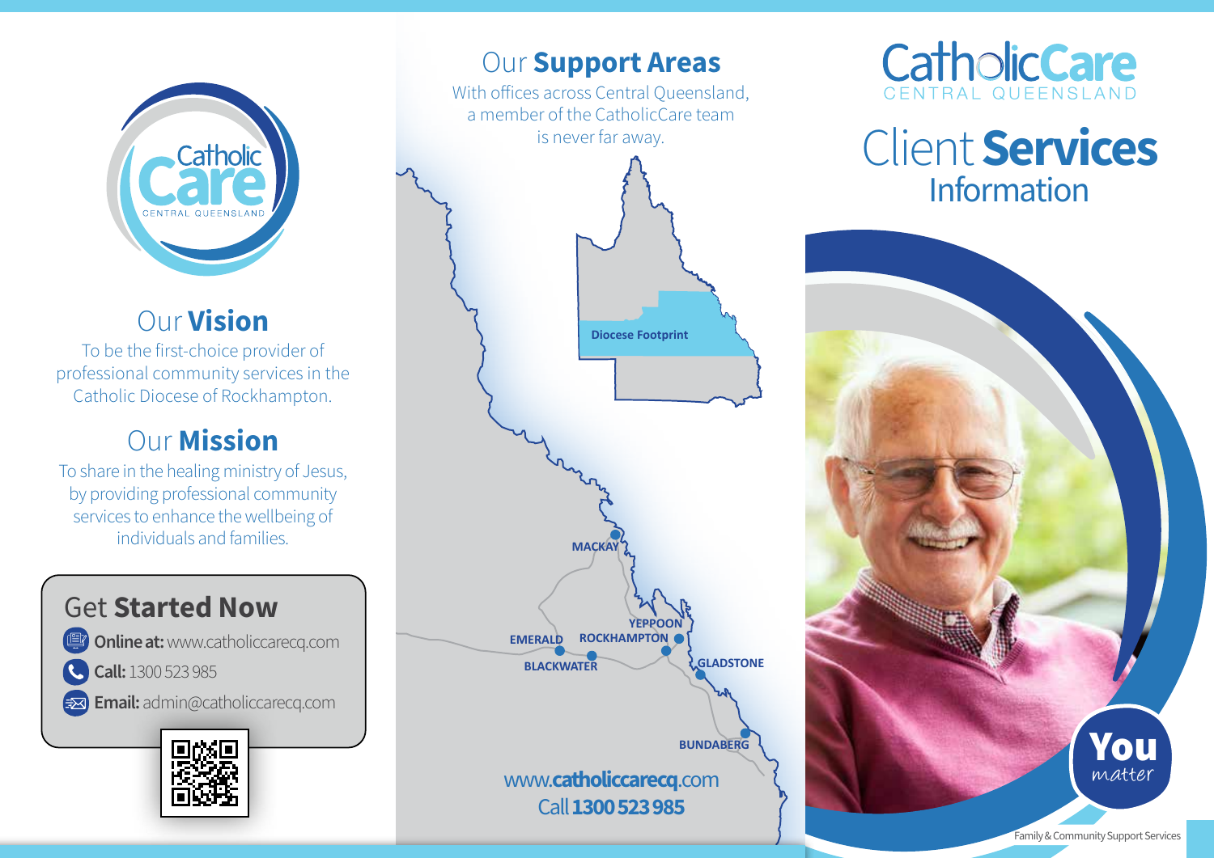# Our Vision

To be the first-choice provider of professional community services in the Catholic Diocese of Rockhampton.

# Our Mission

To share in the healing ministry of Jesus, by providing professional community services to enhance the wellbeing of individuals and families.

## Get Started Now

- **Online at:** www.catholiccarecq.com
- **Call:** 1300 523 985
- **Email:** admin@catholiccarecq.com

# Our Support Areas

With offices across Central Queensland, a member of the CatholicCare team is never far away.

Diocese Footprint

MACKAY
YEPPOON
EMERALD
ROCKHAMPTON
BLACKWATER
GLADSTONE
BUNDABERG

www.**catholiccarecq**.com
Call **1300 523 985**

CatholicCare
CENTRAL QUEENSLAND

# Client **Services** Information

**You** *matter*

Family & Community Support Services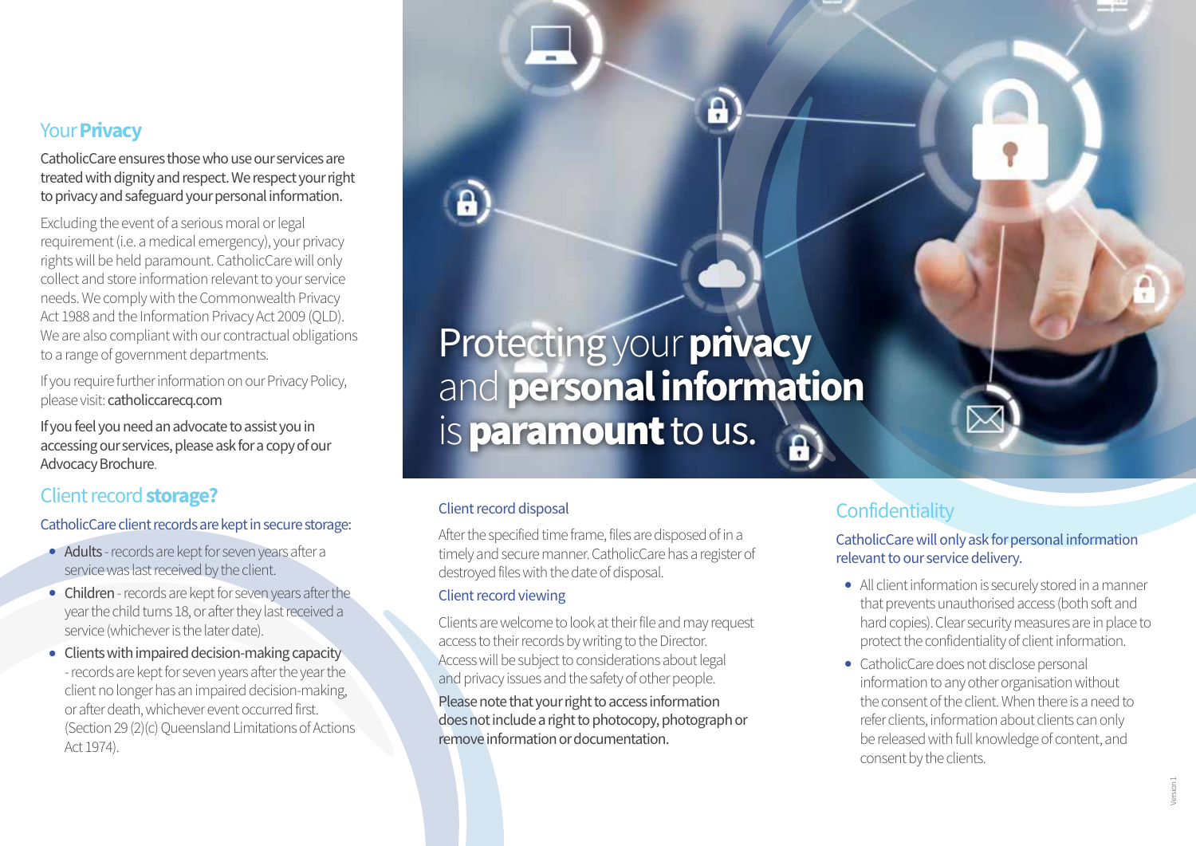## Your **Privacy**

CatholicCare ensures those who use our services are treated with dignity and respect. We respect your right to privacy and safeguard your personal information.

Excluding the event of a serious moral or legal requirement (i.e. a medical emergency), your privacy rights will be held paramount. CatholicCare will only collect and store information relevant to your service needs. We comply with the Commonwealth Privacy Act 1988 and the Information Privacy Act 2009 (QLD). We are also compliant with our contractual obligations to a range of government departments.

If you require further information on our Privacy Policy, please visit: catholiccarecq.com

If you feel you need an advocate to assist you in accessing our services, please ask for a copy of our Advocacy Brochure.

## Client record **storage?**

### CatholicCare client records are kept in secure storage:

- Adults - records are kept for seven years after a service was last received by the client.
- Children - records are kept for seven years after the year the child turns 18, or after they last received a service (whichever is the later date).
- Clients with impaired decision-making capacity - records are kept for seven years after the year the client no longer has an impaired decision-making, or after death, whichever event occurred first. (Section 29 (2)(c) Queensland Limitations of Actions Act 1974).

# Protecting your **privacy** and **personal information** is **paramount** to us.

### Client record disposal

After the specified time frame, files are disposed of in a timely and secure manner. CatholicCare has a register of destroyed files with the date of disposal.

### Client record viewing

Clients are welcome to look at their file and may request access to their records by writing to the Director. Access will be subject to considerations about legal and privacy issues and the safety of other people.

Please note that your right to access information does not include a right to photocopy, photograph or remove information or documentation.

## Confidentiality

### CatholicCare will only ask for personal information relevant to our service delivery.

- All client information is securely stored in a manner that prevents unauthorised access (both soft and hard copies). Clear security measures are in place to protect the confidentiality of client information.
- CatholicCare does not disclose personal information to any other organisation without the consent of the client. When there is a need to refer clients, information about clients can only be released with full knowledge of content, and consent by the clients.

Version 1